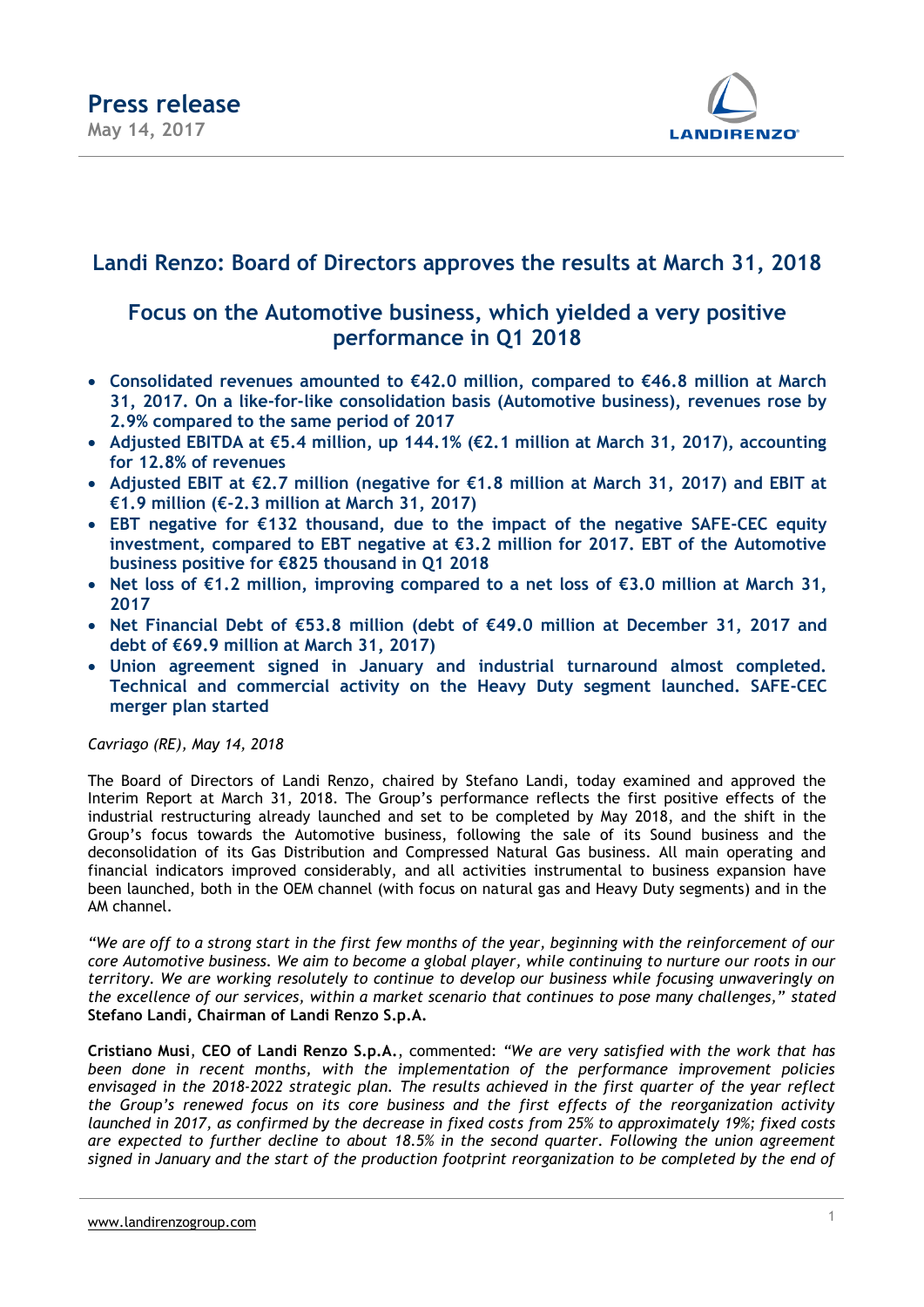# Press release

May 14, 2017

## Landi Renzo: Board of Directors approves the results at March 31, 2018

### Focus on the Automotive business, which yielded a very positive performance in Q1 2018

- **Consolidated revenues amounted to €42.0 million, compared to €46.8 million at March 31, 2017. On a like-for-like consolidation basis (Automotive business), revenues rose by 2.9% compared to the same period of 2017**
- **Adjusted EBITDA at €5.4 million, up 144.1% (€2.1 million at March 31, 2017), accounting for 12.8% of revenues**
- **Adjusted EBIT at €2.7 million (negative for €1.8 million at March 31, 2017) and EBIT at €1.9 million (€-2.3 million at March 31, 2017)**
- **EBT negative for €132 thousand, due to the impact of the negative SAFE-CEC equity investment, compared to EBT negative at €3.2 million for 2017. EBT of the Automotive business positive for €825 thousand in Q1 2018**
- **Net loss of €1.2 million, improving compared to a net loss of €3.0 million at March 31, 2017**
- **Net Financial Debt of €53.8 million (debt of €49.0 million at December 31, 2017 and debt of €69.9 million at March 31, 2017)**
- **Union agreement signed in January and industrial turnaround almost completed. Technical and commercial activity on the Heavy Duty segment launched. SAFE-CEC merger plan started**

*Cavriago (RE), May 14, 2018*

The Board of Directors of Landi Renzo, chaired by Stefano Landi, today examined and approved the Interim Report at March 31, 2018. The Group's performance reflects the first positive effects of the industrial restructuring already launched and set to be completed by May 2018, and the shift in the Group's focus towards the Automotive business, following the sale of its Sound business and the deconsolidation of its Gas Distribution and Compressed Natural Gas business. All main operating and financial indicators improved considerably, and all activities instrumental to business expansion have been launched, both in the OEM channel (with focus on natural gas and Heavy Duty segments) and in the AM channel.

*"We are off to a strong start in the first few months of the year, beginning with the reinforcement of our core Automotive business. We aim to become a global player, while continuing to nurture our roots in our territory. We are working resolutely to continue to develop our business while focusing unwaveringly on the excellence of our services, within a market scenario that continues to pose many challenges,"* stated **Stefano Landi, Chairman of Landi Renzo S.p.A.**

**Cristiano Musi**, **CEO of Landi Renzo S.p.A.**, commented: *"We are very satisfied with the work that has been done in recent months, with the implementation of the performance improvement policies envisaged in the 2018-2022 strategic plan. The results achieved in the first quarter of the year reflect the Group's renewed focus on its core business and the first effects of the reorganization activity launched in 2017, as confirmed by the decrease in fixed costs from 25% to approximately 19%; fixed costs are expected to further decline to about 18.5% in the second quarter. Following the union agreement signed in January and the start of the production footprint reorganization to be completed by the end of*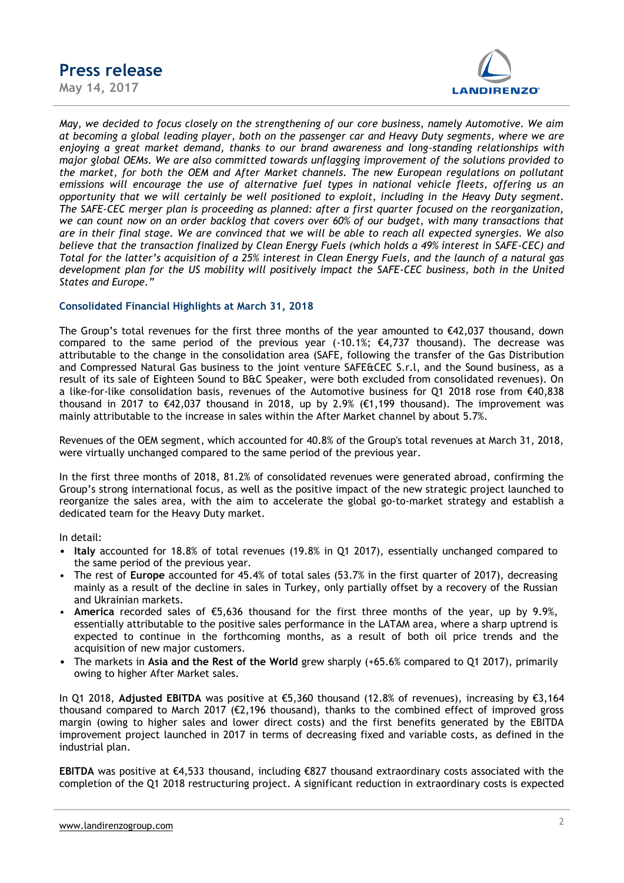*May, we decided to focus closely on the strengthening of our core business, namely Automotive. We aim at becoming a global leading player, both on the passenger car and Heavy Duty segments, where we are enjoying a great market demand, thanks to our brand awareness and long-standing relationships with major global OEMs. We are also committed towards unflagging improvement of the solutions provided to the market, for both the OEM and After Market channels. The new European regulations on pollutant emissions will encourage the use of alternative fuel types in national vehicle fleets, offering us an opportunity that we will certainly be well positioned to exploit, including in the Heavy Duty segment. The SAFE-CEC merger plan is proceeding as planned: after a first quarter focused on the reorganization, we can count now on an order backlog that covers over 60% of our budget, with many transactions that are in their final stage. We are convinced that we will be able to reach all expected synergies. We also believe that the transaction finalized by Clean Energy Fuels (which holds a 49% interest in SAFE-CEC) and Total for the latter's acquisition of a 25% interest in Clean Energy Fuels, and the launch of a natural gas development plan for the US mobility will positively impact the SAFE-CEC business, both in the United States and Europe."*

### Consolidated Financial Highlights at March 31, 2018

The Group's total revenues for the first three months of the year amounted to €42,037 thousand, down compared to the same period of the previous year (-10.1%; €4,737 thousand). The decrease was attributable to the change in the consolidation area (SAFE, following the transfer of the Gas Distribution and Compressed Natural Gas business to the joint venture SAFE&CEC S.r.l, and the Sound business, as a result of its sale of Eighteen Sound to B&C Speaker, were both excluded from consolidated revenues). On a like-for-like consolidation basis, revenues of the Automotive business for Q1 2018 rose from €40,838 thousand in 2017 to €42,037 thousand in 2018, up by 2.9% (€1,199 thousand). The improvement was mainly attributable to the increase in sales within the After Market channel by about 5.7%.

Revenues of the OEM segment, which accounted for 40.8% of the Group's total revenues at March 31, 2018, were virtually unchanged compared to the same period of the previous year.

In the first three months of 2018, 81.2% of consolidated revenues were generated abroad, confirming the Group's strong international focus, as well as the positive impact of the new strategic project launched to reorganize the sales area, with the aim to accelerate the global go-to-market strategy and establish a dedicated team for the Heavy Duty market.

In detail:

- **Italy** accounted for 18.8% of total revenues (19.8% in Q1 2017), essentially unchanged compared to the same period of the previous year.
- The rest of **Europe** accounted for 45.4% of total sales (53.7% in the first quarter of 2017), decreasing mainly as a result of the decline in sales in Turkey, only partially offset by a recovery of the Russian and Ukrainian markets.
- **America** recorded sales of €5,636 thousand for the first three months of the year, up by 9.9%, essentially attributable to the positive sales performance in the LATAM area, where a sharp uptrend is expected to continue in the forthcoming months, as a result of both oil price trends and the acquisition of new major customers.
- The markets in **Asia and the Rest of the World** grew sharply (+65.6% compared to Q1 2017), primarily owing to higher After Market sales.

In Q1 2018, **Adjusted EBITDA** was positive at €5,360 thousand (12.8% of revenues), increasing by €3,164 thousand compared to March 2017 (€2,196 thousand), thanks to the combined effect of improved gross margin (owing to higher sales and lower direct costs) and the first benefits generated by the EBITDA improvement project launched in 2017 in terms of decreasing fixed and variable costs, as defined in the industrial plan.

**EBITDA** was positive at €4,533 thousand, including €827 thousand extraordinary costs associated with the completion of the Q1 2018 restructuring project. A significant reduction in extraordinary costs is expected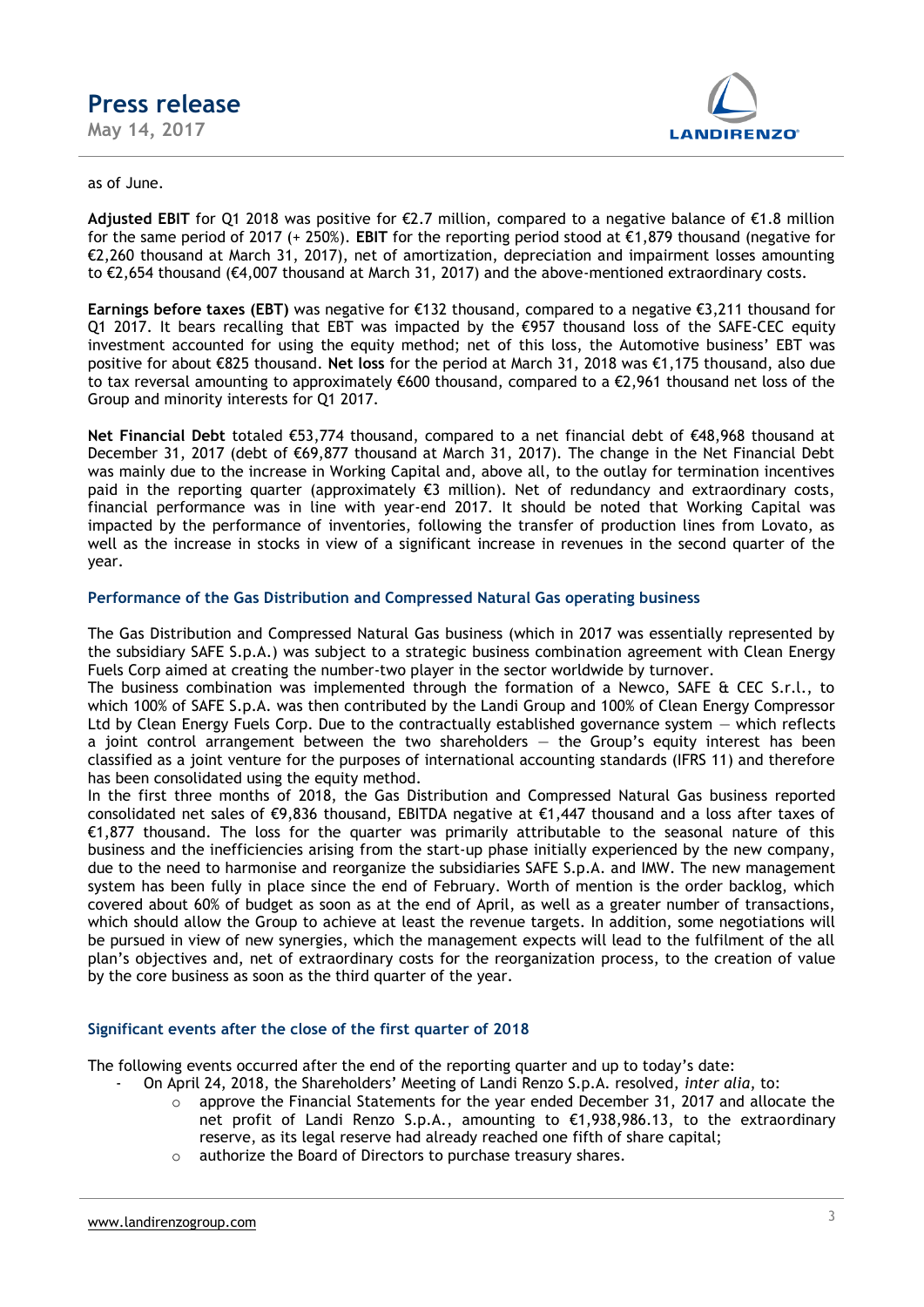as of June.

**Adjusted EBIT** for Q1 2018 was positive for €2.7 million, compared to a negative balance of €1.8 million for the same period of 2017 (+ 250%). **EBIT** for the reporting period stood at €1,879 thousand (negative for €2,260 thousand at March 31, 2017), net of amortization, depreciation and impairment losses amounting to €2,654 thousand (€4,007 thousand at March 31, 2017) and the above-mentioned extraordinary costs.

**Earnings before taxes (EBT)** was negative for €132 thousand, compared to a negative €3,211 thousand for Q1 2017. It bears recalling that EBT was impacted by the €957 thousand loss of the SAFE-CEC equity investment accounted for using the equity method; net of this loss, the Automotive business' EBT was positive for about €825 thousand. **Net loss** for the period at March 31, 2018 was €1,175 thousand, also due to tax reversal amounting to approximately €600 thousand, compared to a €2,961 thousand net loss of the Group and minority interests for Q1 2017.

**Net Financial Debt** totaled €53,774 thousand, compared to a net financial debt of €48,968 thousand at December 31, 2017 (debt of €69,877 thousand at March 31, 2017). The change in the Net Financial Debt was mainly due to the increase in Working Capital and, above all, to the outlay for termination incentives paid in the reporting quarter (approximately €3 million). Net of redundancy and extraordinary costs, financial performance was in line with year-end 2017. It should be noted that Working Capital was impacted by the performance of inventories, following the transfer of production lines from Lovato, as well as the increase in stocks in view of a significant increase in revenues in the second quarter of the year.

### Performance of the Gas Distribution and Compressed Natural Gas operating business

The Gas Distribution and Compressed Natural Gas business (which in 2017 was essentially represented by the subsidiary SAFE S.p.A.) was subject to a strategic business combination agreement with Clean Energy Fuels Corp aimed at creating the number-two player in the sector worldwide by turnover.

The business combination was implemented through the formation of a Newco, SAFE & CEC S.r.l., to which 100% of SAFE S.p.A. was then contributed by the Landi Group and 100% of Clean Energy Compressor Ltd by Clean Energy Fuels Corp. Due to the contractually established governance system — which reflects a joint control arrangement between the two shareholders — the Group's equity interest has been classified as a joint venture for the purposes of international accounting standards (IFRS 11) and therefore has been consolidated using the equity method.

In the first three months of 2018, the Gas Distribution and Compressed Natural Gas business reported consolidated net sales of €9,836 thousand, EBITDA negative at €1,447 thousand and a loss after taxes of €1,877 thousand. The loss for the quarter was primarily attributable to the seasonal nature of this business and the inefficiencies arising from the start-up phase initially experienced by the new company, due to the need to harmonise and reorganize the subsidiaries SAFE S.p.A. and IMW. The new management system has been fully in place since the end of February. Worth of mention is the order backlog, which covered about 60% of budget as soon as at the end of April, as well as a greater number of transactions, which should allow the Group to achieve at least the revenue targets. In addition, some negotiations will be pursued in view of new synergies, which the management expects will lead to the fulfilment of the all plan's objectives and, net of extraordinary costs for the reorganization process, to the creation of value by the core business as soon as the third quarter of the year.

### Significant events after the close of the first quarter of 2018

The following events occurred after the end of the reporting quarter and up to today's date:

- On April 24, 2018, the Shareholders' Meeting of Landi Renzo S.p.A. resolved, *inter alia*, to:
  - approve the Financial Statements for the year ended December 31, 2017 and allocate the net profit of Landi Renzo S.p.A., amounting to €1,938,986.13, to the extraordinary reserve, as its legal reserve had already reached one fifth of share capital;
  - authorize the Board of Directors to purchase treasury shares.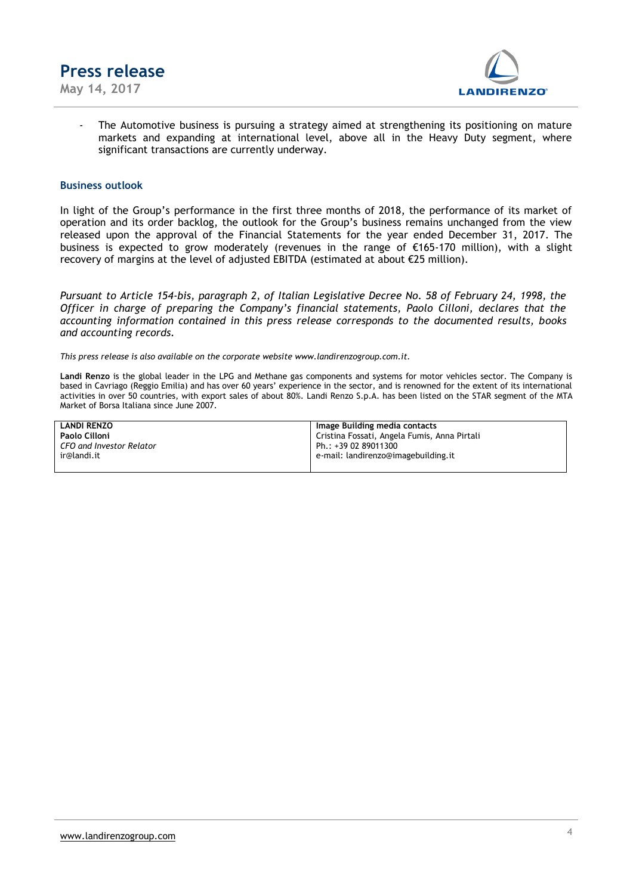- The Automotive business is pursuing a strategy aimed at strengthening its positioning on mature markets and expanding at international level, above all in the Heavy Duty segment, where significant transactions are currently underway.

## Business outlook

In light of the Group's performance in the first three months of 2018, the performance of its market of operation and its order backlog, the outlook for the Group's business remains unchanged from the view released upon the approval of the Financial Statements for the year ended December 31, 2017. The business is expected to grow moderately (revenues in the range of €165-170 million), with a slight recovery of margins at the level of adjusted EBITDA (estimated at about €25 million).

*Pursuant to Article 154-bis, paragraph 2, of Italian Legislative Decree No. 58 of February 24, 1998, the Officer in charge of preparing the Company's financial statements, Paolo Cilloni, declares that the accounting information contained in this press release corresponds to the documented results, books and accounting records.*

*This press release is also available on the corporate website www.landirenzogroup.com.it.*

**Landi Renzo** is the global leader in the LPG and Methane gas components and systems for motor vehicles sector. The Company is based in Cavriago (Reggio Emilia) and has over 60 years' experience in the sector, and is renowned for the extent of its international activities in over 50 countries, with export sales of about 80%. Landi Renzo S.p.A. has been listed on the STAR segment of the MTA Market of Borsa Italiana since June 2007.

| **LANDI RENZO** | **Image Building media contacts** |
|---|---|
| **Paolo Cilloni** | Cristina Fossati, Angela Fumis, Anna Pirtali |
| *CFO and Investor Relator* | Ph.: +39 02 89011300 |
| ir@landi.it | e-mail: landirenzo@imagebuilding.it |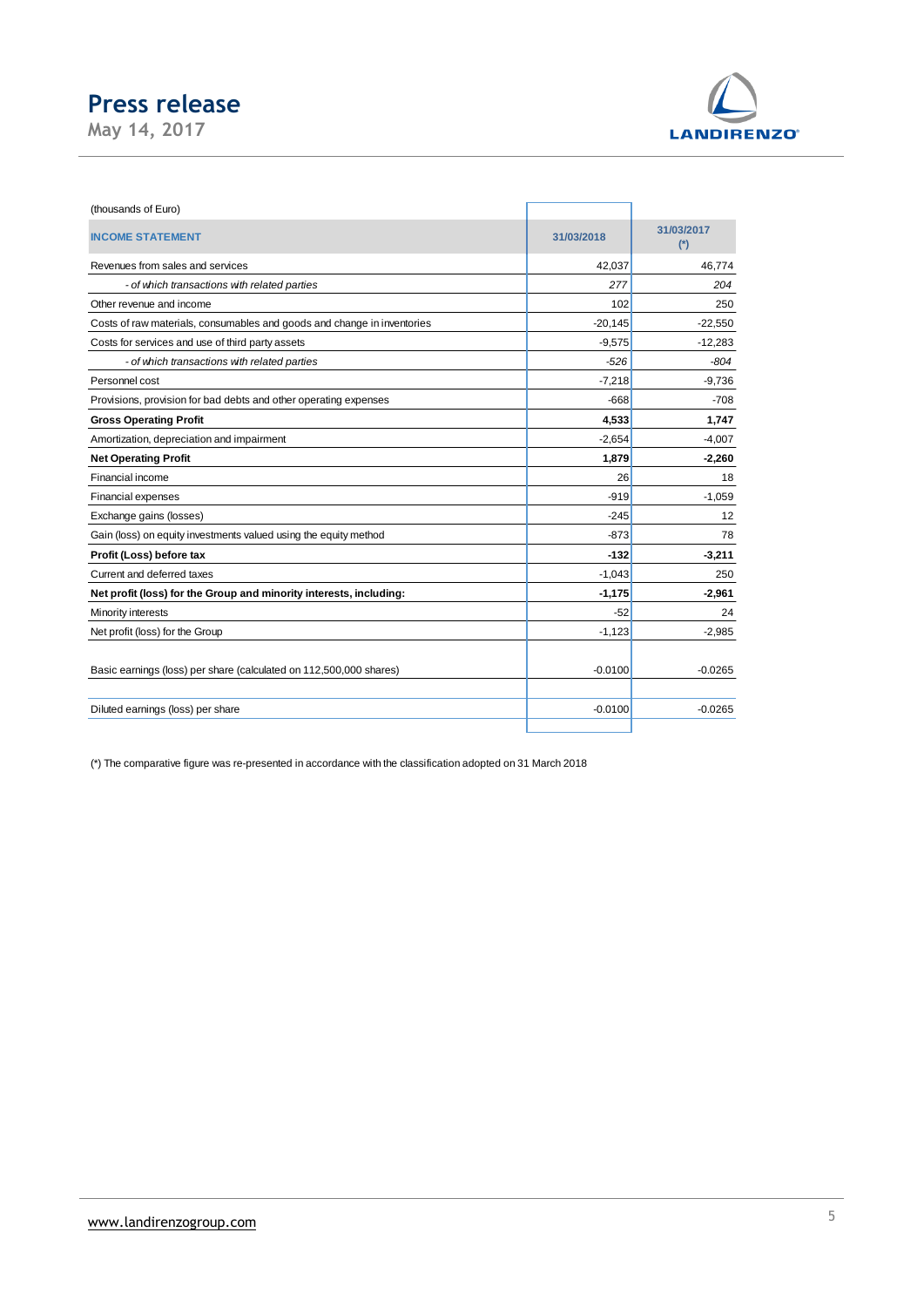(thousands of Euro)

| INCOME STATEMENT | 31/03/2018 | 31/03/2017 (*) |
|---|---|---|
| Revenues from sales and services | 42,037 | 46,774 |
| *- of which transactions with related parties* | *277* | *204* |
| Other revenue and income | 102 | 250 |
| Costs of raw materials, consumables and goods and change in inventories | -20,145 | -22,550 |
| Costs for services and use of third party assets | -9,575 | -12,283 |
| *- of which transactions with related parties* | *-526* | *-804* |
| Personnel cost | -7,218 | -9,736 |
| Provisions, provision for bad debts and other operating expenses | -668 | -708 |
| **Gross Operating Profit** | **4,533** | **1,747** |
| Amortization, depreciation and impairment | -2,654 | -4,007 |
| **Net Operating Profit** | **1,879** | **-2,260** |
| Financial income | 26 | 18 |
| Financial expenses | -919 | -1,059 |
| Exchange gains (losses) | -245 | 12 |
| Gain (loss) on equity investments valued using the equity method | -873 | 78 |
| **Profit (Loss) before tax** | **-132** | **-3,211** |
| Current and deferred taxes | -1,043 | 250 |
| **Net profit (loss) for the Group and minority interests, including:** | **-1,175** | **-2,961** |
| Minority interests | -52 | 24 |
| Net profit (loss) for the Group | -1,123 | -2,985 |
| | | |
| Basic earnings (loss) per share (calculated on 112,500,000 shares) | -0.0100 | -0.0265 |
| | | |
| Diluted earnings (loss) per share | -0.0100 | -0.0265 |

(*) The comparative figure was re-presented in accordance with the classification adopted on 31 March 2018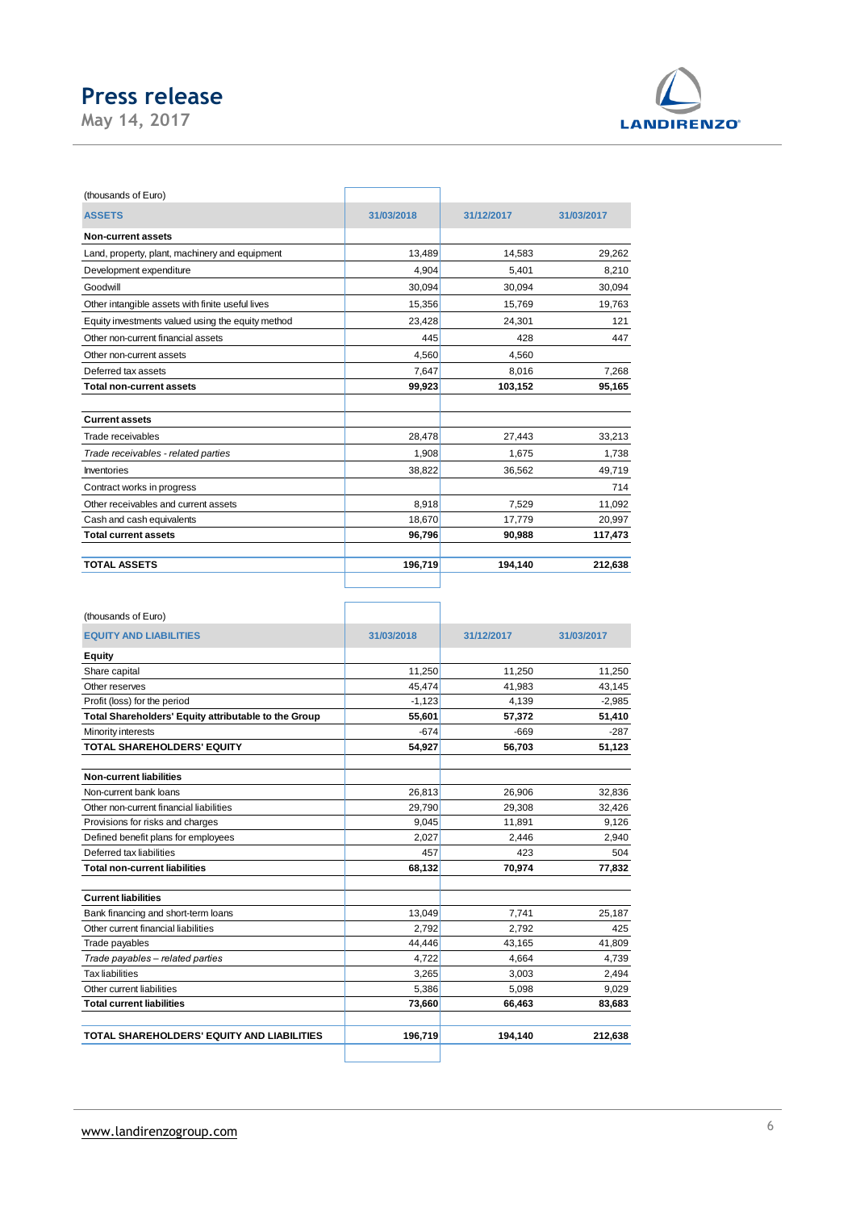(thousands of Euro)

| ASSETS | 31/03/2018 | 31/12/2017 | 31/03/2017 |
|---|---|---|---|
| **Non-current assets** | | | |
| Land, property, plant, machinery and equipment | 13,489 | 14,583 | 29,262 |
| Development expenditure | 4,904 | 5,401 | 8,210 |
| Goodwill | 30,094 | 30,094 | 30,094 |
| Other intangible assets with finite useful lives | 15,356 | 15,769 | 19,763 |
| Equity investments valued using the equity method | 23,428 | 24,301 | 121 |
| Other non-current financial assets | 445 | 428 | 447 |
| Other non-current assets | 4,560 | 4,560 | |
| Deferred tax assets | 7,647 | 8,016 | 7,268 |
| **Total non-current assets** | **99,923** | **103,152** | **95,165** |
| | | | |
| **Current assets** | | | |
| Trade receivables | 28,478 | 27,443 | 33,213 |
| *Trade receivables - related parties* | 1,908 | 1,675 | 1,738 |
| Inventories | 38,822 | 36,562 | 49,719 |
| Contract works in progress | | | 714 |
| Other receivables and current assets | 8,918 | 7,529 | 11,092 |
| Cash and cash equivalents | 18,670 | 17,779 | 20,997 |
| **Total current assets** | **96,796** | **90,988** | **117,473** |
| | | | |
| **TOTAL ASSETS** | **196,719** | **194,140** | **212,638** |

(thousands of Euro)

| EQUITY AND LIABILITIES | 31/03/2018 | 31/12/2017 | 31/03/2017 |
|---|---|---|---|
| **Equity** | | | |
| Share capital | 11,250 | 11,250 | 11,250 |
| Other reserves | 45,474 | 41,983 | 43,145 |
| Profit (loss) for the period | -1,123 | 4,139 | -2,985 |
| **Total Shareholders' Equity attributable to the Group** | **55,601** | **57,372** | **51,410** |
| Minority interests | -674 | -669 | -287 |
| **TOTAL SHAREHOLDERS' EQUITY** | **54,927** | **56,703** | **51,123** |
| | | | |
| **Non-current liabilities** | | | |
| Non-current bank loans | 26,813 | 26,906 | 32,836 |
| Other non-current financial liabilities | 29,790 | 29,308 | 32,426 |
| Provisions for risks and charges | 9,045 | 11,891 | 9,126 |
| Defined benefit plans for employees | 2,027 | 2,446 | 2,940 |
| Deferred tax liabilities | 457 | 423 | 504 |
| **Total non-current liabilities** | **68,132** | **70,974** | **77,832** |
| | | | |
| **Current liabilities** | | | |
| Bank financing and short-term loans | 13,049 | 7,741 | 25,187 |
| Other current financial liabilities | 2,792 | 2,792 | 425 |
| Trade payables | 44,446 | 43,165 | 41,809 |
| *Trade payables – related parties* | 4,722 | 4,664 | 4,739 |
| Tax liabilities | 3,265 | 3,003 | 2,494 |
| Other current liabilities | 5,386 | 5,098 | 9,029 |
| **Total current liabilities** | **73,660** | **66,463** | **83,683** |
| | | | |
| **TOTAL SHAREHOLDERS' EQUITY AND LIABILITIES** | **196,719** | **194,140** | **212,638** |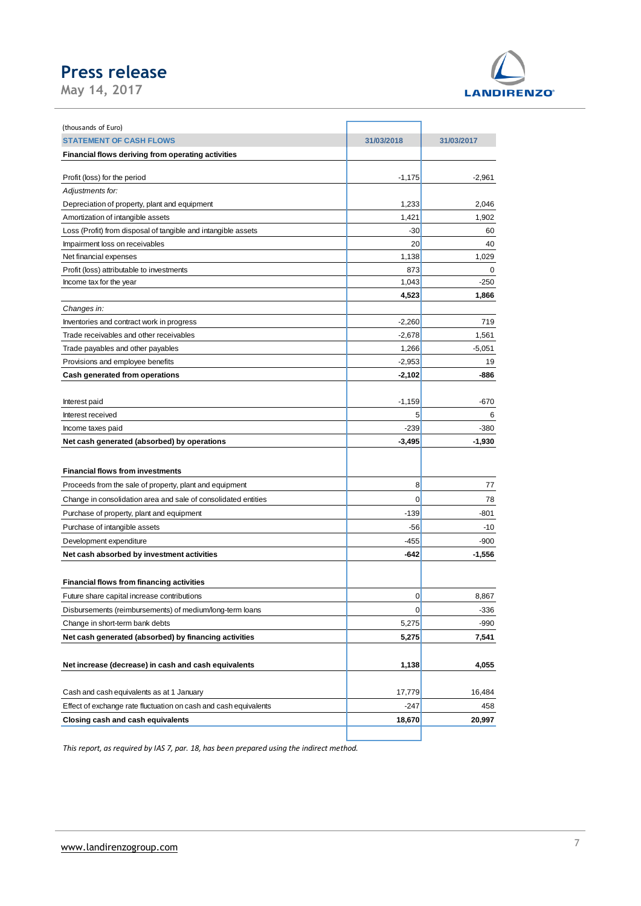(thousands of Euro)

| STATEMENT OF CASH FLOWS | 31/03/2018 | 31/03/2017 |
|---|---|---|
| **Financial flows deriving from operating activities** | | |
| Profit (loss) for the period | -1,175 | -2,961 |
| *Adjustments for:* | | |
| Depreciation of property, plant and equipment | 1,233 | 2,046 |
| Amortization of intangible assets | 1,421 | 1,902 |
| Loss (Profit) from disposal of tangible and intangible assets | -30 | 60 |
| Impairment loss on receivables | 20 | 40 |
| Net financial expenses | 1,138 | 1,029 |
| Profit (loss) attributable to investments | 873 | 0 |
| Income tax for the year | 1,043 | -250 |
| | **4,523** | **1,866** |
| *Changes in:* | | |
| Inventories and contract work in progress | -2,260 | 719 |
| Trade receivables and other receivables | -2,678 | 1,561 |
| Trade payables and other payables | 1,266 | -5,051 |
| Provisions and employee benefits | -2,953 | 19 |
| **Cash generated from operations** | **-2,102** | **-886** |
| Interest paid | -1,159 | -670 |
| Interest received | 5 | 6 |
| Income taxes paid | -239 | -380 |
| **Net cash generated (absorbed) by operations** | **-3,495** | **-1,930** |
| **Financial flows from investments** | | |
| Proceeds from the sale of property, plant and equipment | 8 | 77 |
| Change in consolidation area and sale of consolidated entities | 0 | 78 |
| Purchase of property, plant and equipment | -139 | -801 |
| Purchase of intangible assets | -56 | -10 |
| Development expenditure | -455 | -900 |
| **Net cash absorbed by investment activities** | **-642** | **-1,556** |
| **Financial flows from financing activities** | | |
| Future share capital increase contributions | 0 | 8,867 |
| Disbursements (reimbursements) of medium/long-term loans | 0 | -336 |
| Change in short-term bank debts | 5,275 | -990 |
| **Net cash generated (absorbed) by financing activities** | **5,275** | **7,541** |
| **Net increase (decrease) in cash and cash equivalents** | **1,138** | **4,055** |
| Cash and cash equivalents as at 1 January | 17,779 | 16,484 |
| Effect of exchange rate fluctuation on cash and cash equivalents | -247 | 458 |
| **Closing cash and cash equivalents** | **18,670** | **20,997** |

*This report, as required by IAS 7, par. 18, has been prepared using the indirect method.*